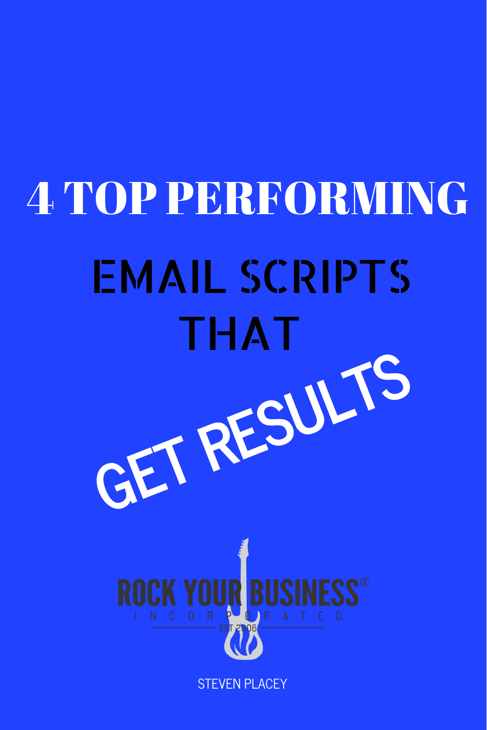# 4 TOP PERFORMING

## EMAIL SCRIPTS THAT

## GET RESULTS

ROCK YOUR BUSINESS®
INCORPORATED
EST 2006

STEVEN PLACEY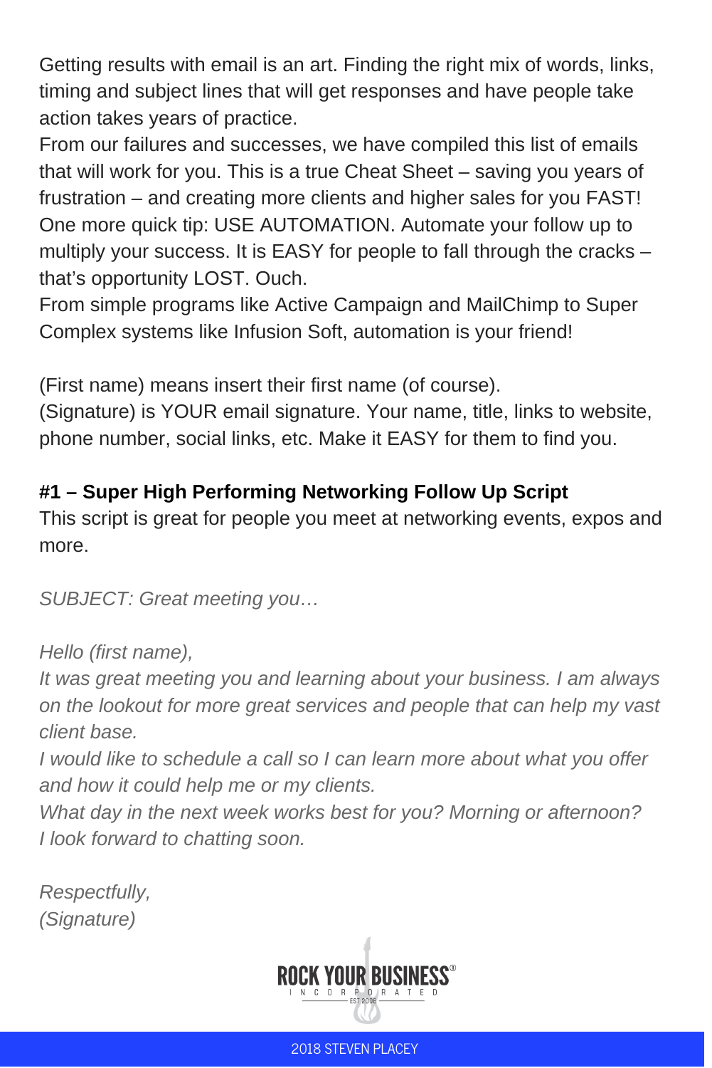Getting results with email is an art. Finding the right mix of words, links, timing and subject lines that will get responses and have people take action takes years of practice.

From our failures and successes, we have compiled this list of emails that will work for you. This is a true Cheat Sheet – saving you years of frustration – and creating more clients and higher sales for you FAST!

One more quick tip: USE AUTOMATION. Automate your follow up to multiply your success. It is EASY for people to fall through the cracks – that's opportunity LOST. Ouch.

From simple programs like Active Campaign and MailChimp to Super Complex systems like Infusion Soft, automation is your friend!

(First name) means insert their first name (of course).

(Signature) is YOUR email signature. Your name, title, links to website, phone number, social links, etc. Make it EASY for them to find you.

**#1 – Super High Performing Networking Follow Up Script**

This script is great for people you meet at networking events, expos and more.

*SUBJECT: Great meeting you…*

*Hello (first name),*

*It was great meeting you and learning about your business. I am always on the lookout for more great services and people that can help my vast client base.*

*I would like to schedule a call so I can learn more about what you offer and how it could help me or my clients.*

*What day in the next week works best for you? Morning or afternoon?*

*I look forward to chatting soon.*

*Respectfully,*

*(Signature)*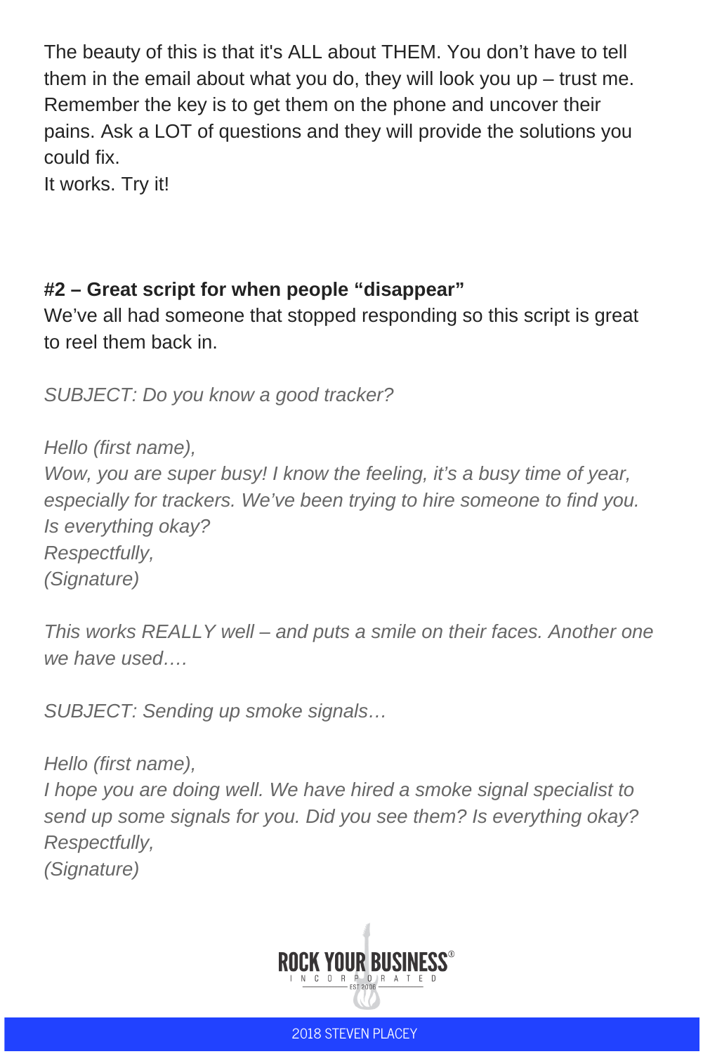The beauty of this is that it's ALL about THEM. You don't have to tell them in the email about what you do, they will look you up – trust me. Remember the key is to get them on the phone and uncover their pains. Ask a LOT of questions and they will provide the solutions you could fix.
It works. Try it!

**#2 – Great script for when people "disappear"**
We've all had someone that stopped responding so this script is great to reel them back in.

*SUBJECT: Do you know a good tracker?*

*Hello (first name),*
*Wow, you are super busy! I know the feeling, it's a busy time of year, especially for trackers. We've been trying to hire someone to find you. Is everything okay?*
*Respectfully,*
*(Signature)*

*This works REALLY well – and puts a smile on their faces. Another one we have used….*

*SUBJECT: Sending up smoke signals…*

*Hello (first name),*
*I hope you are doing well. We have hired a smoke signal specialist to send up some signals for you. Did you see them? Is everything okay?*
*Respectfully,*
*(Signature)*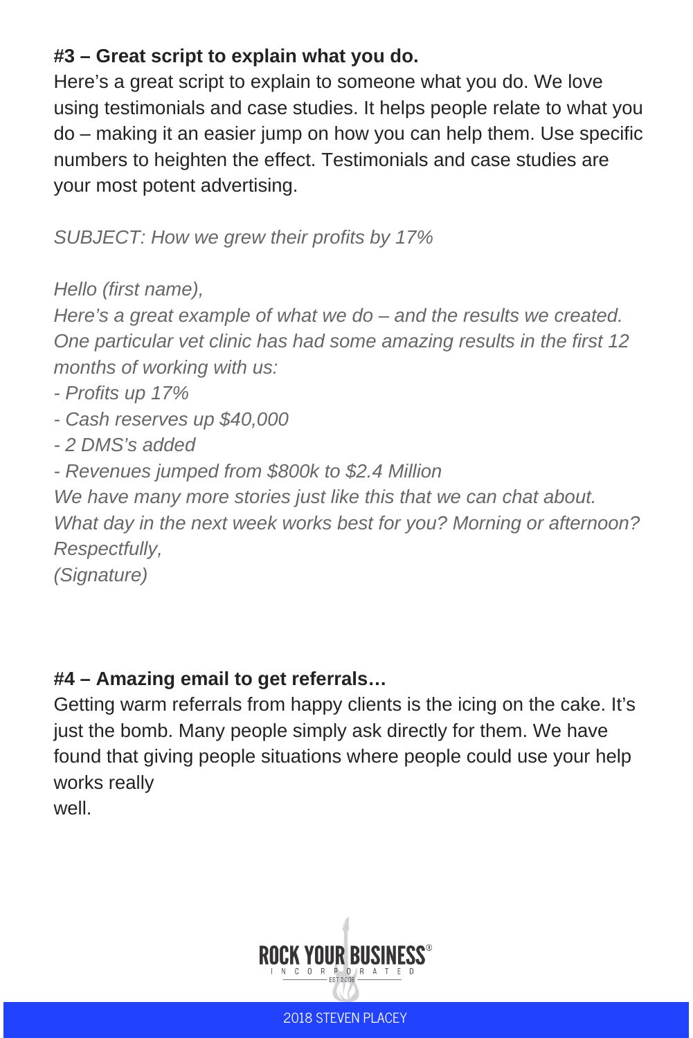**#3 – Great script to explain what you do.**

Here's a great script to explain to someone what you do. We love using testimonials and case studies. It helps people relate to what you do – making it an easier jump on how you can help them. Use specific numbers to heighten the effect. Testimonials and case studies are your most potent advertising.

*SUBJECT: How we grew their profits by 17%*

*Hello (first name),*
*Here's a great example of what we do – and the results we created. One particular vet clinic has had some amazing results in the first 12 months of working with us:*
*- Profits up 17%*
*- Cash reserves up $40,000*
*- 2 DMS's added*
*- Revenues jumped from $800k to $2.4 Million*
*We have many more stories just like this that we can chat about.*
*What day in the next week works best for you? Morning or afternoon?*
*Respectfully,*
*(Signature)*

**#4 – Amazing email to get referrals…**

Getting warm referrals from happy clients is the icing on the cake. It's just the bomb. Many people simply ask directly for them. We have found that giving people situations where people could use your help works really well.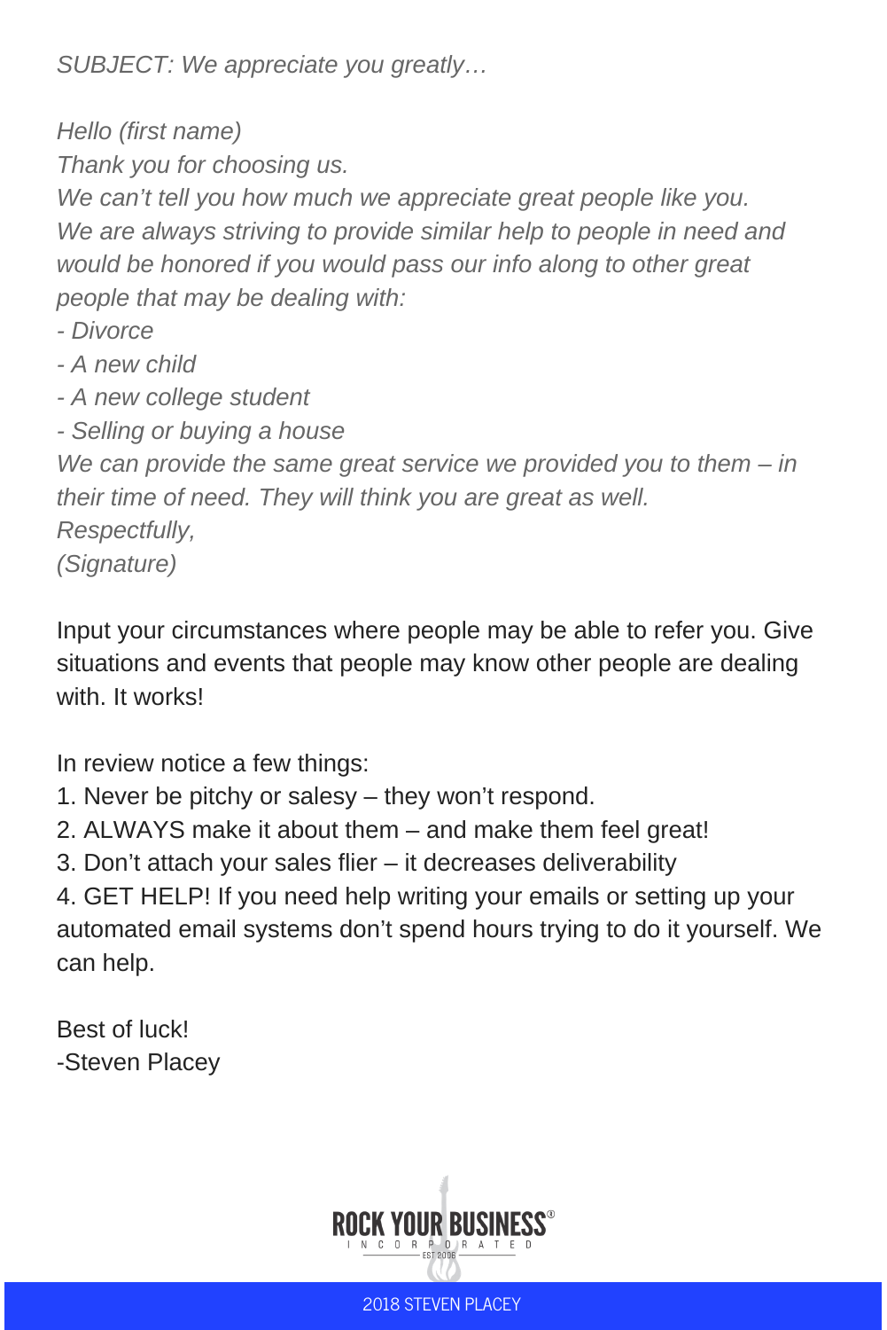*SUBJECT: We appreciate you greatly…*

*Hello (first name)*
*Thank you for choosing us.*
*We can’t tell you how much we appreciate great people like you. We are always striving to provide similar help to people in need and would be honored if you would pass our info along to other great people that may be dealing with:*
*- Divorce*
*- A new child*
*- A new college student*
*- Selling or buying a house*
*We can provide the same great service we provided you to them – in their time of need. They will think you are great as well.*
*Respectfully,*
*(Signature)*

Input your circumstances where people may be able to refer you. Give situations and events that people may know other people are dealing with. It works!

In review notice a few things:
1. Never be pitchy or salesy – they won’t respond.
2. ALWAYS make it about them – and make them feel great!
3. Don’t attach your sales flier – it decreases deliverability
4. GET HELP! If you need help writing your emails or setting up your automated email systems don’t spend hours trying to do it yourself. We can help.

Best of luck!
-Steven Placey

ROCK YOUR BUSINESS® INCORPORATED EST 2006

2018 STEVEN PLACEY